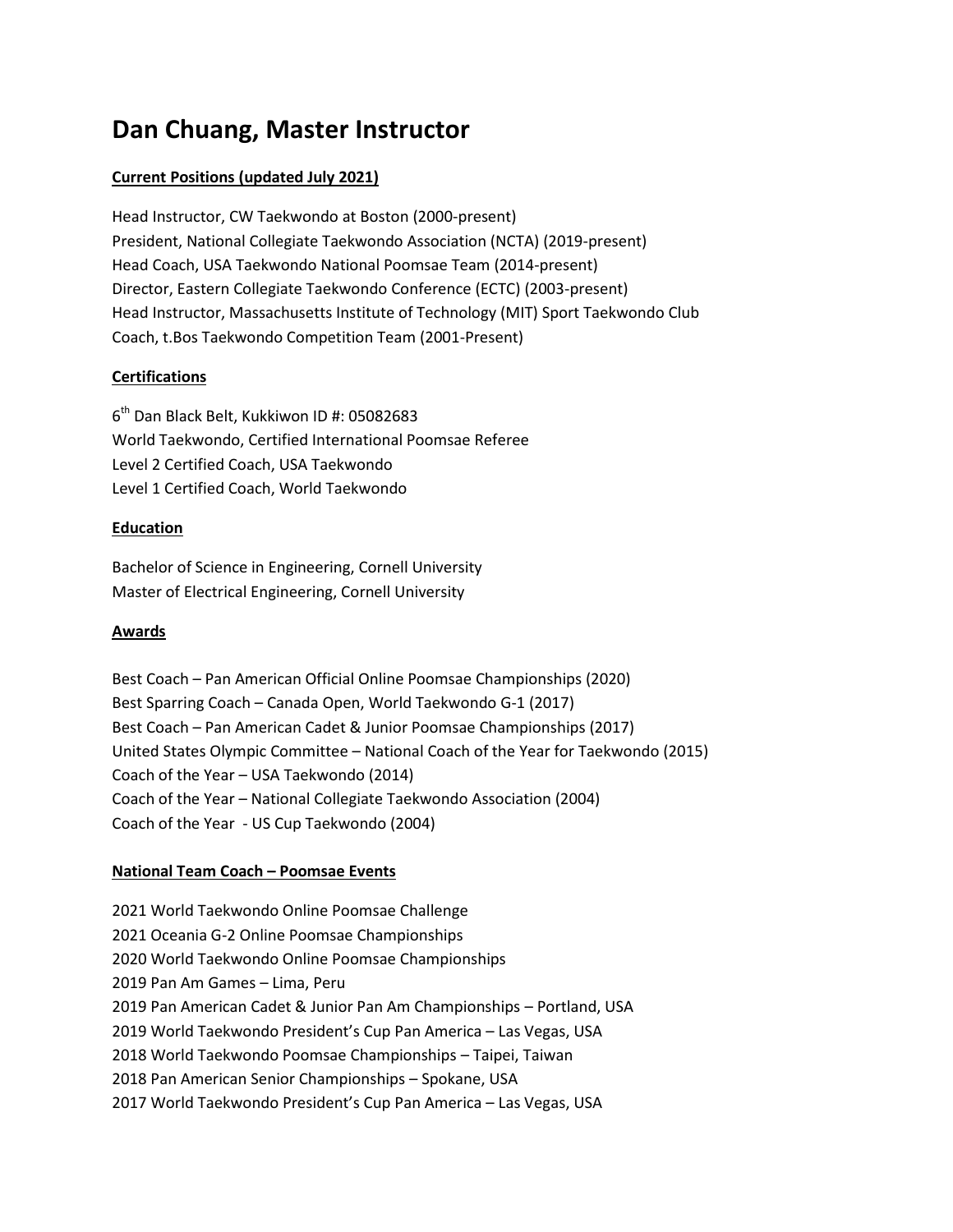# Dan Chuang, Master Instructor

**Current Positions (updated July 2021)**

Head Instructor, CW Taekwondo at Boston (2000-present)
President, National Collegiate Taekwondo Association (NCTA) (2019-present)
Head Coach, USA Taekwondo National Poomsae Team (2014-present)
Director, Eastern Collegiate Taekwondo Conference (ECTC) (2003-present)
Head Instructor, Massachusetts Institute of Technology (MIT) Sport Taekwondo Club
Coach, t.Bos Taekwondo Competition Team (2001-Present)

**Certifications**

6th Dan Black Belt, Kukkiwon ID #: 05082683
World Taekwondo, Certified International Poomsae Referee
Level 2 Certified Coach, USA Taekwondo
Level 1 Certified Coach, World Taekwondo

**Education**

Bachelor of Science in Engineering, Cornell University
Master of Electrical Engineering, Cornell University

**Awards**

Best Coach – Pan American Official Online Poomsae Championships (2020)
Best Sparring Coach – Canada Open, World Taekwondo G-1 (2017)
Best Coach – Pan American Cadet & Junior Poomsae Championships (2017)
United States Olympic Committee – National Coach of the Year for Taekwondo (2015)
Coach of the Year – USA Taekwondo (2014)
Coach of the Year – National Collegiate Taekwondo Association (2004)
Coach of the Year - US Cup Taekwondo (2004)

**National Team Coach – Poomsae Events**

2021 World Taekwondo Online Poomsae Challenge
2021 Oceania G-2 Online Poomsae Championships
2020 World Taekwondo Online Poomsae Championships
2019 Pan Am Games – Lima, Peru
2019 Pan American Cadet & Junior Pan Am Championships – Portland, USA
2019 World Taekwondo President's Cup Pan America – Las Vegas, USA
2018 World Taekwondo Poomsae Championships – Taipei, Taiwan
2018 Pan American Senior Championships – Spokane, USA
2017 World Taekwondo President's Cup Pan America – Las Vegas, USA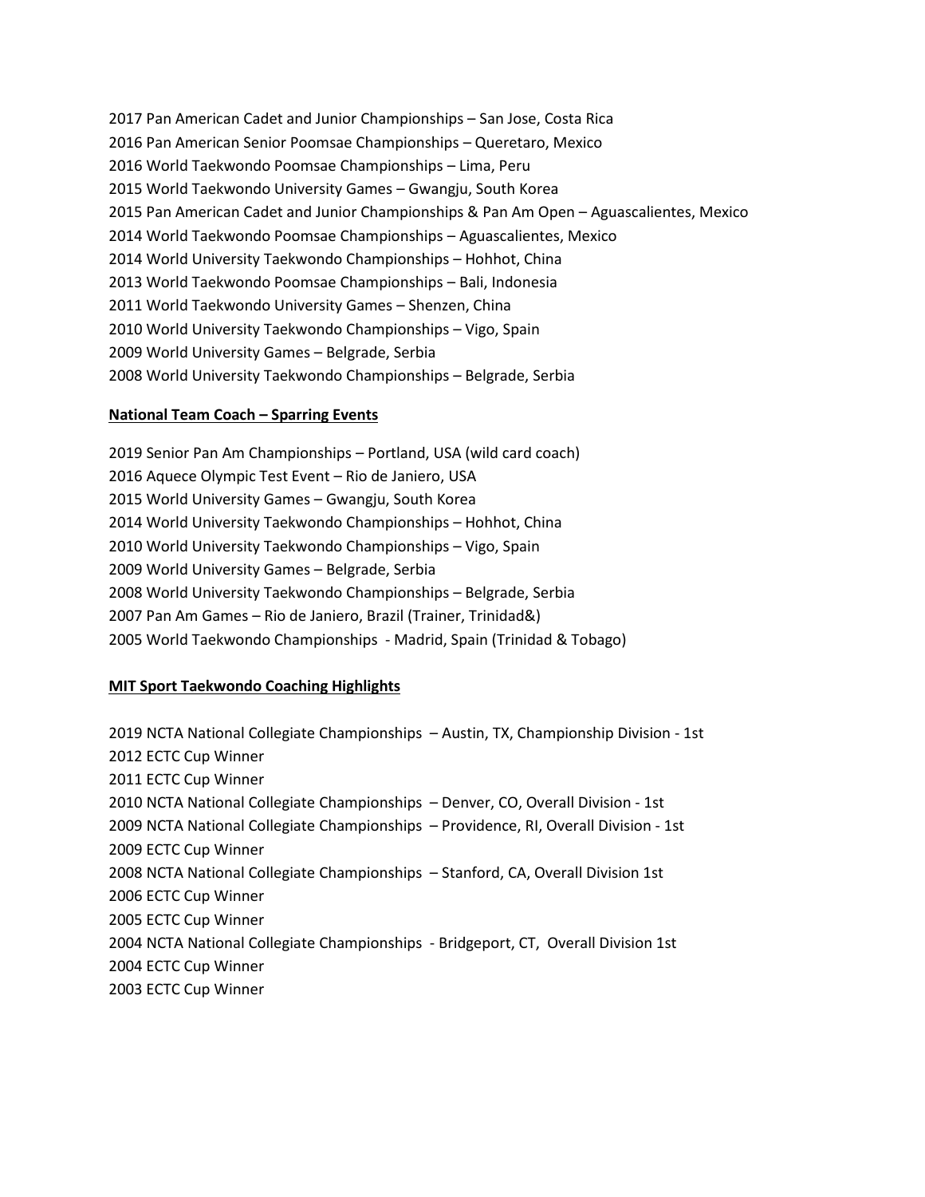2017 Pan American Cadet and Junior Championships – San Jose, Costa Rica
2016 Pan American Senior Poomsae Championships – Queretaro, Mexico
2016 World Taekwondo Poomsae Championships – Lima, Peru
2015 World Taekwondo University Games – Gwangju, South Korea
2015 Pan American Cadet and Junior Championships & Pan Am Open – Aguascalientes, Mexico
2014 World Taekwondo Poomsae Championships – Aguascalientes, Mexico
2014 World University Taekwondo Championships – Hohhot, China
2013 World Taekwondo Poomsae Championships – Bali, Indonesia
2011 World Taekwondo University Games – Shenzen, China
2010 World University Taekwondo Championships – Vigo, Spain
2009 World University Games – Belgrade, Serbia
2008 World University Taekwondo Championships – Belgrade, Serbia

**National Team Coach – Sparring Events**

2019 Senior Pan Am Championships – Portland, USA (wild card coach)
2016 Aquece Olympic Test Event – Rio de Janiero, USA
2015 World University Games – Gwangju, South Korea
2014 World University Taekwondo Championships – Hohhot, China
2010 World University Taekwondo Championships – Vigo, Spain
2009 World University Games – Belgrade, Serbia
2008 World University Taekwondo Championships – Belgrade, Serbia
2007 Pan Am Games – Rio de Janiero, Brazil (Trainer, Trinidad&)
2005 World Taekwondo Championships - Madrid, Spain (Trinidad & Tobago)

**MIT Sport Taekwondo Coaching Highlights**

2019 NCTA National Collegiate Championships – Austin, TX, Championship Division - 1st
2012 ECTC Cup Winner
2011 ECTC Cup Winner
2010 NCTA National Collegiate Championships – Denver, CO, Overall Division - 1st
2009 NCTA National Collegiate Championships – Providence, RI, Overall Division - 1st
2009 ECTC Cup Winner
2008 NCTA National Collegiate Championships – Stanford, CA, Overall Division 1st
2006 ECTC Cup Winner
2005 ECTC Cup Winner
2004 NCTA National Collegiate Championships - Bridgeport, CT, Overall Division 1st
2004 ECTC Cup Winner
2003 ECTC Cup Winner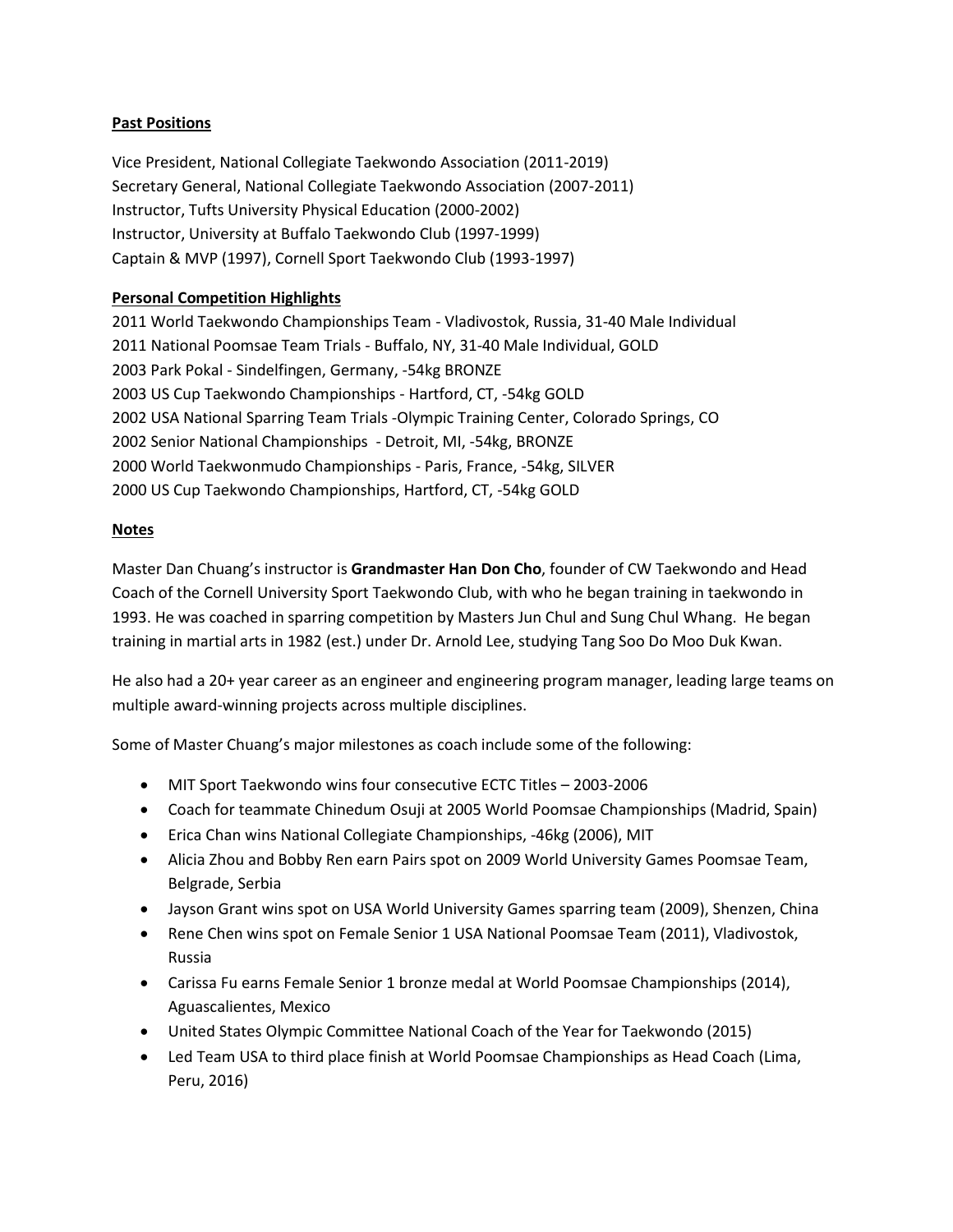**Past Positions**

Vice President, National Collegiate Taekwondo Association (2011-2019)
Secretary General, National Collegiate Taekwondo Association (2007-2011)
Instructor, Tufts University Physical Education (2000-2002)
Instructor, University at Buffalo Taekwondo Club (1997-1999)
Captain & MVP (1997), Cornell Sport Taekwondo Club (1993-1997)

**Personal Competition Highlights**

2011 World Taekwondo Championships Team - Vladivostok, Russia, 31-40 Male Individual
2011 National Poomsae Team Trials - Buffalo, NY, 31-40 Male Individual, GOLD
2003 Park Pokal - Sindelfingen, Germany, -54kg BRONZE
2003 US Cup Taekwondo Championships - Hartford, CT, -54kg GOLD
2002 USA National Sparring Team Trials -Olympic Training Center, Colorado Springs, CO
2002 Senior National Championships - Detroit, MI, -54kg, BRONZE
2000 World Taekwonmudo Championships - Paris, France, -54kg, SILVER
2000 US Cup Taekwondo Championships, Hartford, CT, -54kg GOLD

**Notes**

Master Dan Chuang's instructor is **Grandmaster Han Don Cho**, founder of CW Taekwondo and Head Coach of the Cornell University Sport Taekwondo Club, with who he began training in taekwondo in 1993. He was coached in sparring competition by Masters Jun Chul and Sung Chul Whang. He began training in martial arts in 1982 (est.) under Dr. Arnold Lee, studying Tang Soo Do Moo Duk Kwan.

He also had a 20+ year career as an engineer and engineering program manager, leading large teams on multiple award-winning projects across multiple disciplines.

Some of Master Chuang's major milestones as coach include some of the following:

- MIT Sport Taekwondo wins four consecutive ECTC Titles – 2003-2006
- Coach for teammate Chinedum Osuji at 2005 World Poomsae Championships (Madrid, Spain)
- Erica Chan wins National Collegiate Championships, -46kg (2006), MIT
- Alicia Zhou and Bobby Ren earn Pairs spot on 2009 World University Games Poomsae Team, Belgrade, Serbia
- Jayson Grant wins spot on USA World University Games sparring team (2009), Shenzen, China
- Rene Chen wins spot on Female Senior 1 USA National Poomsae Team (2011), Vladivostok, Russia
- Carissa Fu earns Female Senior 1 bronze medal at World Poomsae Championships (2014), Aguascalientes, Mexico
- United States Olympic Committee National Coach of the Year for Taekwondo (2015)
- Led Team USA to third place finish at World Poomsae Championships as Head Coach (Lima, Peru, 2016)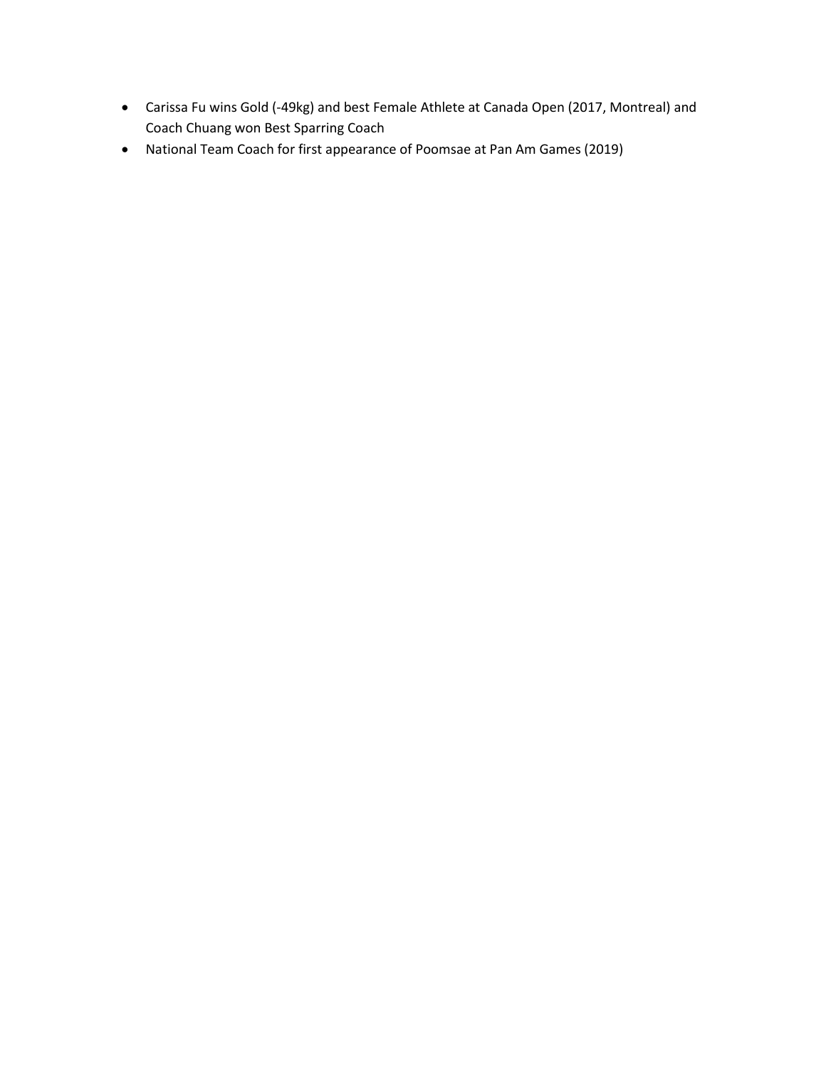- Carissa Fu wins Gold (-49kg) and best Female Athlete at Canada Open (2017, Montreal) and Coach Chuang won Best Sparring Coach
- National Team Coach for first appearance of Poomsae at Pan Am Games (2019)